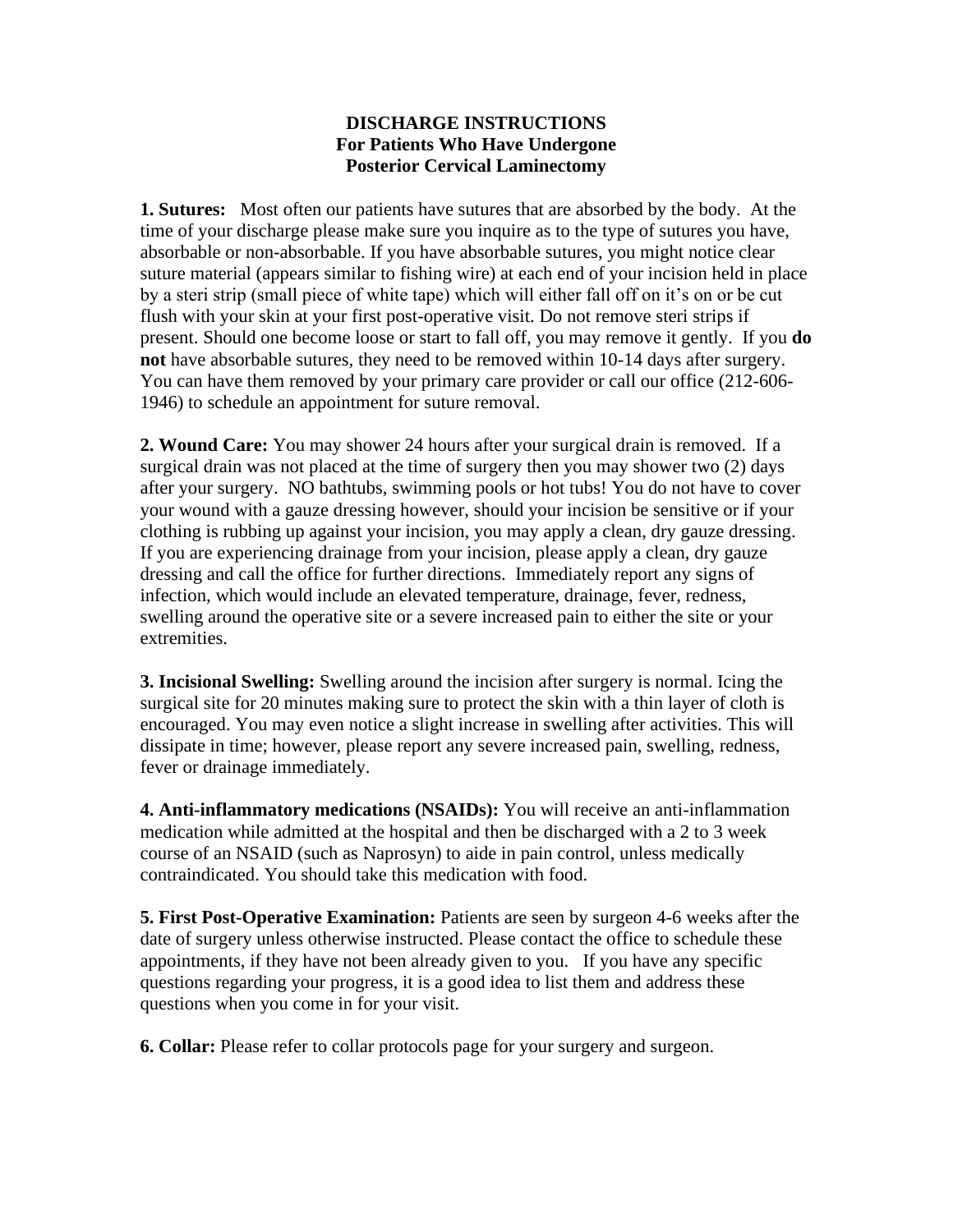**DISCHARGE INSTRUCTIONS**
**For Patients Who Have Undergone**
**Posterior Cervical Laminectomy**

**1. Sutures:** Most often our patients have sutures that are absorbed by the body. At the time of your discharge please make sure you inquire as to the type of sutures you have, absorbable or non-absorbable. If you have absorbable sutures, you might notice clear suture material (appears similar to fishing wire) at each end of your incision held in place by a steri strip (small piece of white tape) which will either fall off on it's on or be cut flush with your skin at your first post-operative visit. Do not remove steri strips if present. Should one become loose or start to fall off, you may remove it gently. If you **do not** have absorbable sutures, they need to be removed within 10-14 days after surgery. You can have them removed by your primary care provider or call our office (212-606-1946) to schedule an appointment for suture removal.

**2. Wound Care:** You may shower 24 hours after your surgical drain is removed. If a surgical drain was not placed at the time of surgery then you may shower two (2) days after your surgery. NO bathtubs, swimming pools or hot tubs! You do not have to cover your wound with a gauze dressing however, should your incision be sensitive or if your clothing is rubbing up against your incision, you may apply a clean, dry gauze dressing. If you are experiencing drainage from your incision, please apply a clean, dry gauze dressing and call the office for further directions. Immediately report any signs of infection, which would include an elevated temperature, drainage, fever, redness, swelling around the operative site or a severe increased pain to either the site or your extremities.

**3. Incisional Swelling:** Swelling around the incision after surgery is normal. Icing the surgical site for 20 minutes making sure to protect the skin with a thin layer of cloth is encouraged. You may even notice a slight increase in swelling after activities. This will dissipate in time; however, please report any severe increased pain, swelling, redness, fever or drainage immediately.

**4. Anti-inflammatory medications (NSAIDs):** You will receive an anti-inflammation medication while admitted at the hospital and then be discharged with a 2 to 3 week course of an NSAID (such as Naprosyn) to aide in pain control, unless medically contraindicated. You should take this medication with food.

**5. First Post-Operative Examination:** Patients are seen by surgeon 4-6 weeks after the date of surgery unless otherwise instructed. Please contact the office to schedule these appointments, if they have not been already given to you. If you have any specific questions regarding your progress, it is a good idea to list them and address these questions when you come in for your visit.

**6. Collar:** Please refer to collar protocols page for your surgery and surgeon.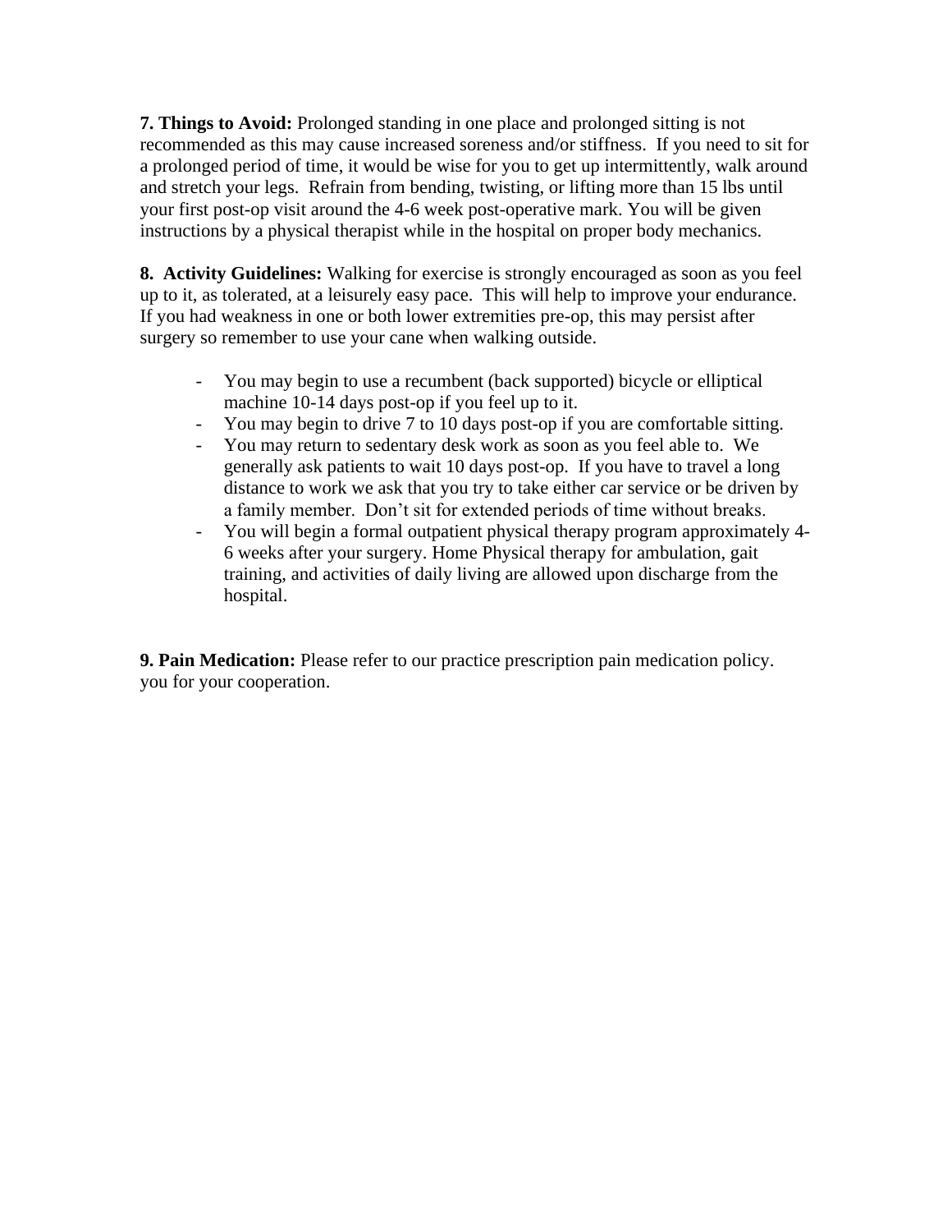**7. Things to Avoid:** Prolonged standing in one place and prolonged sitting is not recommended as this may cause increased soreness and/or stiffness. If you need to sit for a prolonged period of time, it would be wise for you to get up intermittently, walk around and stretch your legs. Refrain from bending, twisting, or lifting more than 15 lbs until your first post-op visit around the 4-6 week post-operative mark. You will be given instructions by a physical therapist while in the hospital on proper body mechanics.

**8. Activity Guidelines:** Walking for exercise is strongly encouraged as soon as you feel up to it, as tolerated, at a leisurely easy pace. This will help to improve your endurance. If you had weakness in one or both lower extremities pre-op, this may persist after surgery so remember to use your cane when walking outside.

- You may begin to use a recumbent (back supported) bicycle or elliptical machine 10-14 days post-op if you feel up to it.
- You may begin to drive 7 to 10 days post-op if you are comfortable sitting.
- You may return to sedentary desk work as soon as you feel able to. We generally ask patients to wait 10 days post-op. If you have to travel a long distance to work we ask that you try to take either car service or be driven by a family member. Don't sit for extended periods of time without breaks.
- You will begin a formal outpatient physical therapy program approximately 4-6 weeks after your surgery. Home Physical therapy for ambulation, gait training, and activities of daily living are allowed upon discharge from the hospital.

**9. Pain Medication:** Please refer to our practice prescription pain medication policy. you for your cooperation.